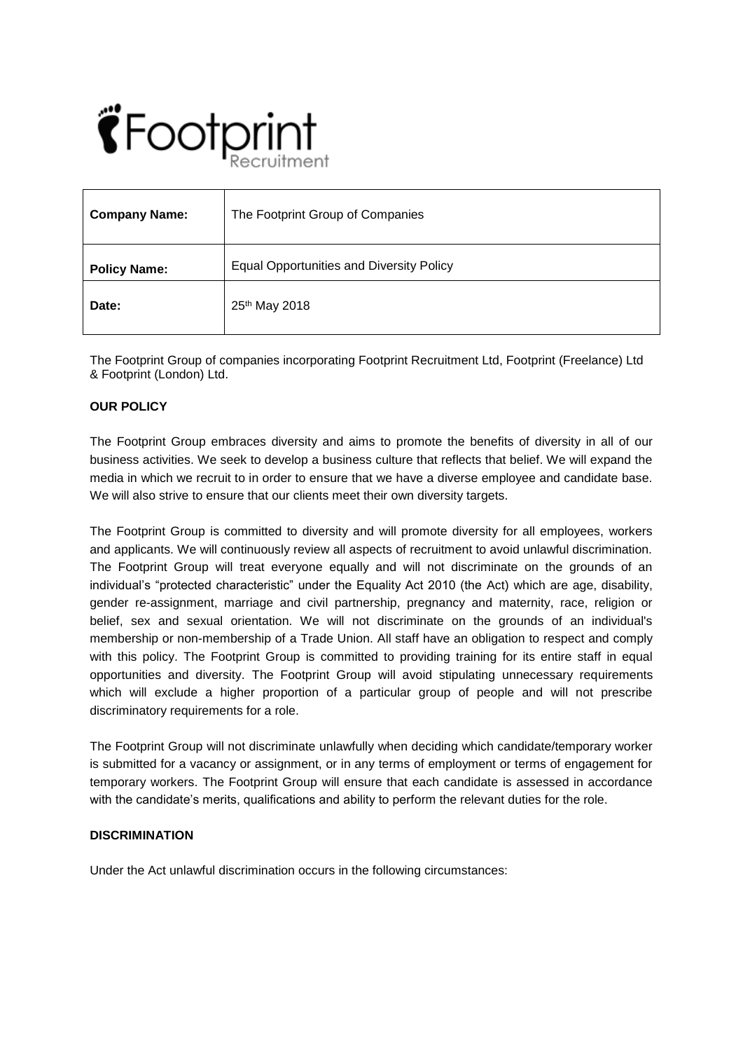Footprint Recruitment

| **Company Name:** | The Footprint Group of Companies |
| --- | --- |
| **Policy Name:** | Equal Opportunities and Diversity Policy |
| **Date:** | 25th May 2018 |

The Footprint Group of companies incorporating Footprint Recruitment Ltd, Footprint (Freelance) Ltd & Footprint (London) Ltd.

**OUR POLICY**

The Footprint Group embraces diversity and aims to promote the benefits of diversity in all of our business activities. We seek to develop a business culture that reflects that belief. We will expand the media in which we recruit to in order to ensure that we have a diverse employee and candidate base. We will also strive to ensure that our clients meet their own diversity targets.

The Footprint Group is committed to diversity and will promote diversity for all employees, workers and applicants. We will continuously review all aspects of recruitment to avoid unlawful discrimination. The Footprint Group will treat everyone equally and will not discriminate on the grounds of an individual's "protected characteristic" under the Equality Act 2010 (the Act) which are age, disability, gender re-assignment, marriage and civil partnership, pregnancy and maternity, race, religion or belief, sex and sexual orientation. We will not discriminate on the grounds of an individual's membership or non-membership of a Trade Union. All staff have an obligation to respect and comply with this policy. The Footprint Group is committed to providing training for its entire staff in equal opportunities and diversity. The Footprint Group will avoid stipulating unnecessary requirements which will exclude a higher proportion of a particular group of people and will not prescribe discriminatory requirements for a role.

The Footprint Group will not discriminate unlawfully when deciding which candidate/temporary worker is submitted for a vacancy or assignment, or in any terms of employment or terms of engagement for temporary workers. The Footprint Group will ensure that each candidate is assessed in accordance with the candidate's merits, qualifications and ability to perform the relevant duties for the role.

**DISCRIMINATION**

Under the Act unlawful discrimination occurs in the following circumstances: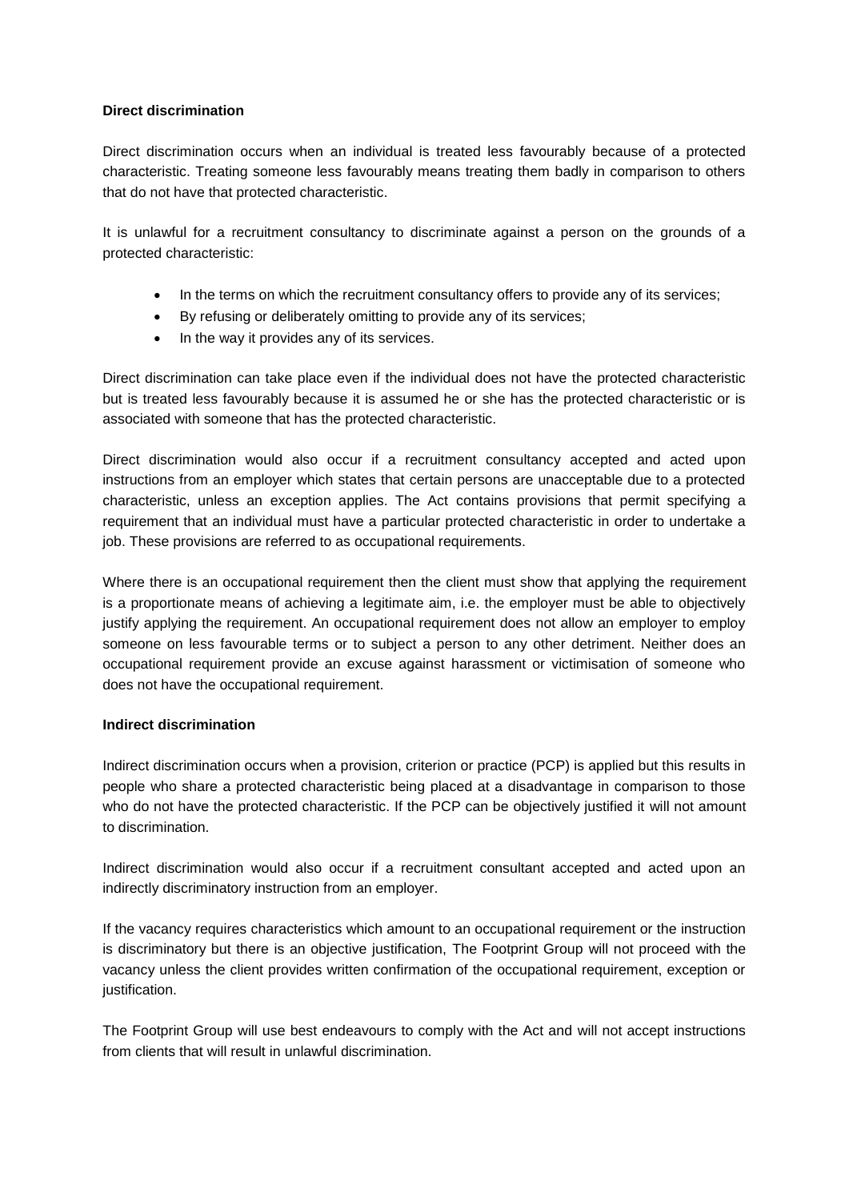**Direct discrimination**

Direct discrimination occurs when an individual is treated less favourably because of a protected characteristic. Treating someone less favourably means treating them badly in comparison to others that do not have that protected characteristic.

It is unlawful for a recruitment consultancy to discriminate against a person on the grounds of a protected characteristic:

- In the terms on which the recruitment consultancy offers to provide any of its services;
- By refusing or deliberately omitting to provide any of its services;
- In the way it provides any of its services.

Direct discrimination can take place even if the individual does not have the protected characteristic but is treated less favourably because it is assumed he or she has the protected characteristic or is associated with someone that has the protected characteristic.

Direct discrimination would also occur if a recruitment consultancy accepted and acted upon instructions from an employer which states that certain persons are unacceptable due to a protected characteristic, unless an exception applies. The Act contains provisions that permit specifying a requirement that an individual must have a particular protected characteristic in order to undertake a job. These provisions are referred to as occupational requirements.

Where there is an occupational requirement then the client must show that applying the requirement is a proportionate means of achieving a legitimate aim, i.e. the employer must be able to objectively justify applying the requirement. An occupational requirement does not allow an employer to employ someone on less favourable terms or to subject a person to any other detriment. Neither does an occupational requirement provide an excuse against harassment or victimisation of someone who does not have the occupational requirement.

**Indirect discrimination**

Indirect discrimination occurs when a provision, criterion or practice (PCP) is applied but this results in people who share a protected characteristic being placed at a disadvantage in comparison to those who do not have the protected characteristic. If the PCP can be objectively justified it will not amount to discrimination.

Indirect discrimination would also occur if a recruitment consultant accepted and acted upon an indirectly discriminatory instruction from an employer.

If the vacancy requires characteristics which amount to an occupational requirement or the instruction is discriminatory but there is an objective justification, The Footprint Group will not proceed with the vacancy unless the client provides written confirmation of the occupational requirement, exception or justification.

The Footprint Group will use best endeavours to comply with the Act and will not accept instructions from clients that will result in unlawful discrimination.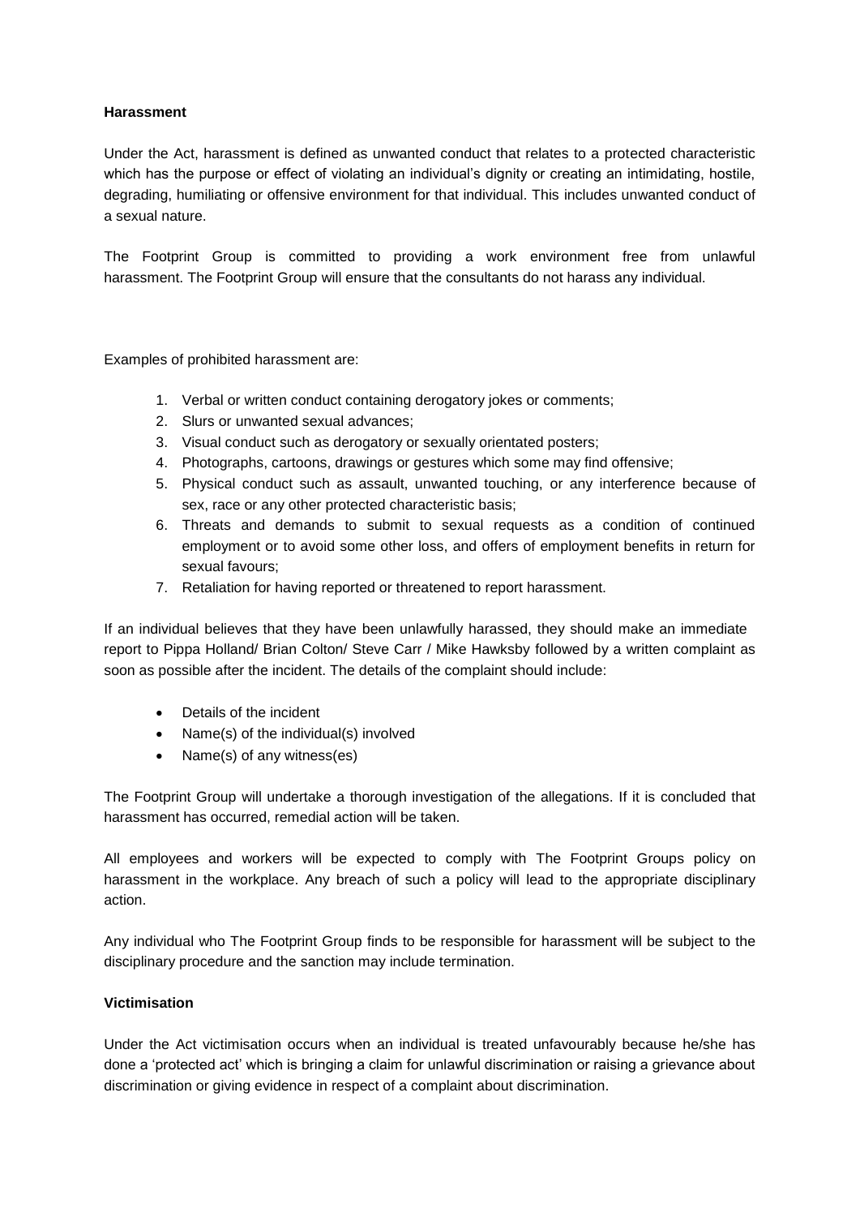**Harassment**

Under the Act, harassment is defined as unwanted conduct that relates to a protected characteristic which has the purpose or effect of violating an individual's dignity or creating an intimidating, hostile, degrading, humiliating or offensive environment for that individual. This includes unwanted conduct of a sexual nature.

The Footprint Group is committed to providing a work environment free from unlawful harassment. The Footprint Group will ensure that the consultants do not harass any individual.

Examples of prohibited harassment are:

1. Verbal or written conduct containing derogatory jokes or comments;
2. Slurs or unwanted sexual advances;
3. Visual conduct such as derogatory or sexually orientated posters;
4. Photographs, cartoons, drawings or gestures which some may find offensive;
5. Physical conduct such as assault, unwanted touching, or any interference because of sex, race or any other protected characteristic basis;
6. Threats and demands to submit to sexual requests as a condition of continued employment or to avoid some other loss, and offers of employment benefits in return for sexual favours;
7. Retaliation for having reported or threatened to report harassment.

If an individual believes that they have been unlawfully harassed, they should make an immediate report to Pippa Holland/ Brian Colton/ Steve Carr / Mike Hawksby followed by a written complaint as soon as possible after the incident. The details of the complaint should include:

- Details of the incident
- Name(s) of the individual(s) involved
- Name(s) of any witness(es)

The Footprint Group will undertake a thorough investigation of the allegations. If it is concluded that harassment has occurred, remedial action will be taken.

All employees and workers will be expected to comply with The Footprint Groups policy on harassment in the workplace. Any breach of such a policy will lead to the appropriate disciplinary action.

Any individual who The Footprint Group finds to be responsible for harassment will be subject to the disciplinary procedure and the sanction may include termination.

**Victimisation**

Under the Act victimisation occurs when an individual is treated unfavourably because he/she has done a 'protected act' which is bringing a claim for unlawful discrimination or raising a grievance about discrimination or giving evidence in respect of a complaint about discrimination.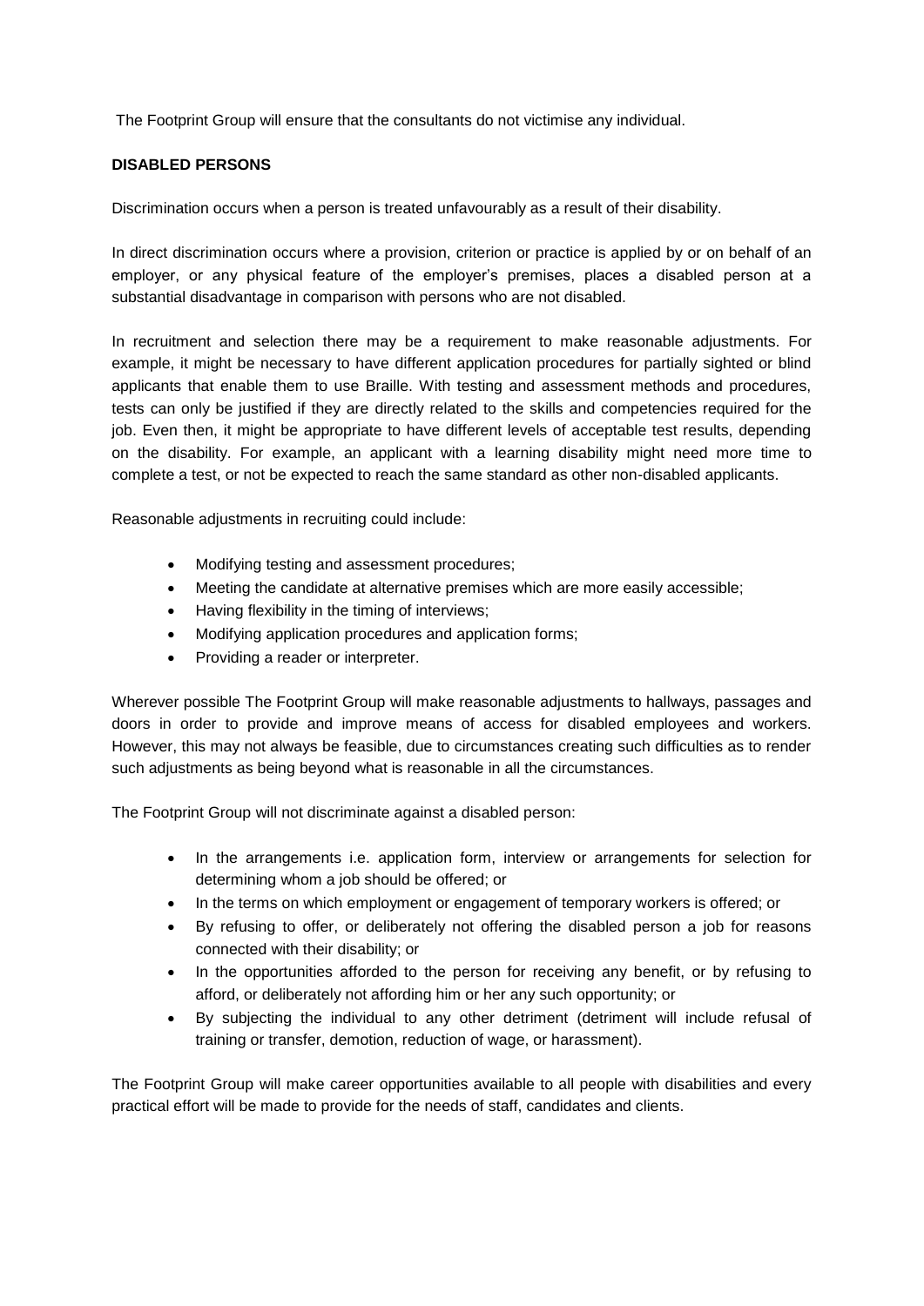The Footprint Group will ensure that the consultants do not victimise any individual.

**DISABLED PERSONS**

Discrimination occurs when a person is treated unfavourably as a result of their disability.

In direct discrimination occurs where a provision, criterion or practice is applied by or on behalf of an employer, or any physical feature of the employer's premises, places a disabled person at a substantial disadvantage in comparison with persons who are not disabled.

In recruitment and selection there may be a requirement to make reasonable adjustments. For example, it might be necessary to have different application procedures for partially sighted or blind applicants that enable them to use Braille. With testing and assessment methods and procedures, tests can only be justified if they are directly related to the skills and competencies required for the job. Even then, it might be appropriate to have different levels of acceptable test results, depending on the disability. For example, an applicant with a learning disability might need more time to complete a test, or not be expected to reach the same standard as other non-disabled applicants.

Reasonable adjustments in recruiting could include:

- Modifying testing and assessment procedures;
- Meeting the candidate at alternative premises which are more easily accessible;
- Having flexibility in the timing of interviews;
- Modifying application procedures and application forms;
- Providing a reader or interpreter.

Wherever possible The Footprint Group will make reasonable adjustments to hallways, passages and doors in order to provide and improve means of access for disabled employees and workers. However, this may not always be feasible, due to circumstances creating such difficulties as to render such adjustments as being beyond what is reasonable in all the circumstances.

The Footprint Group will not discriminate against a disabled person:

- In the arrangements i.e. application form, interview or arrangements for selection for determining whom a job should be offered; or
- In the terms on which employment or engagement of temporary workers is offered; or
- By refusing to offer, or deliberately not offering the disabled person a job for reasons connected with their disability; or
- In the opportunities afforded to the person for receiving any benefit, or by refusing to afford, or deliberately not affording him or her any such opportunity; or
- By subjecting the individual to any other detriment (detriment will include refusal of training or transfer, demotion, reduction of wage, or harassment).

The Footprint Group will make career opportunities available to all people with disabilities and every practical effort will be made to provide for the needs of staff, candidates and clients.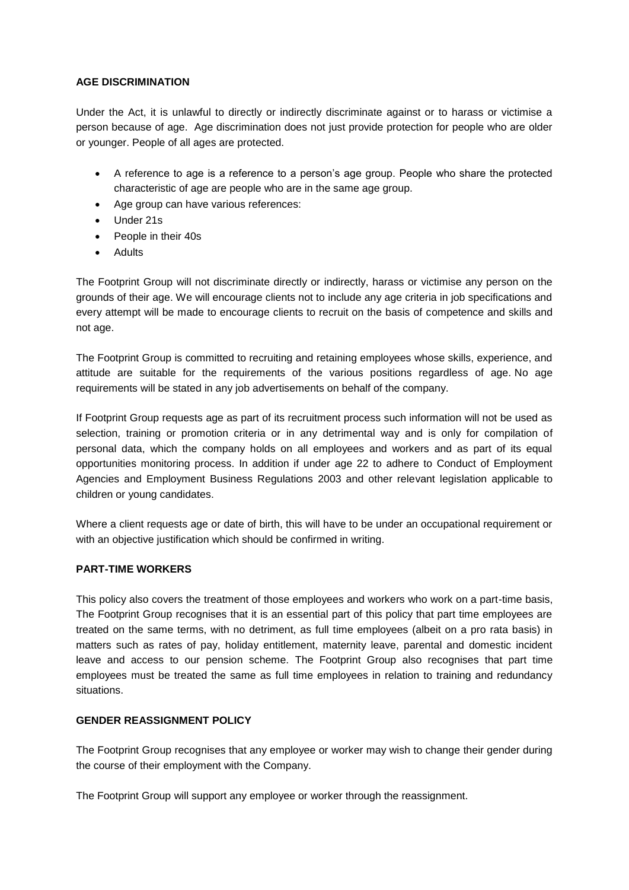**AGE DISCRIMINATION**

Under the Act, it is unlawful to directly or indirectly discriminate against or to harass or victimise a person because of age. Age discrimination does not just provide protection for people who are older or younger. People of all ages are protected.

- A reference to age is a reference to a person's age group. People who share the protected characteristic of age are people who are in the same age group.
- Age group can have various references:
- Under 21s
- People in their 40s
- Adults

The Footprint Group will not discriminate directly or indirectly, harass or victimise any person on the grounds of their age. We will encourage clients not to include any age criteria in job specifications and every attempt will be made to encourage clients to recruit on the basis of competence and skills and not age.

The Footprint Group is committed to recruiting and retaining employees whose skills, experience, and attitude are suitable for the requirements of the various positions regardless of age. No age requirements will be stated in any job advertisements on behalf of the company.

If Footprint Group requests age as part of its recruitment process such information will not be used as selection, training or promotion criteria or in any detrimental way and is only for compilation of personal data, which the company holds on all employees and workers and as part of its equal opportunities monitoring process. In addition if under age 22 to adhere to Conduct of Employment Agencies and Employment Business Regulations 2003 and other relevant legislation applicable to children or young candidates.

Where a client requests age or date of birth, this will have to be under an occupational requirement or with an objective justification which should be confirmed in writing.

**PART-TIME WORKERS**

This policy also covers the treatment of those employees and workers who work on a part-time basis, The Footprint Group recognises that it is an essential part of this policy that part time employees are treated on the same terms, with no detriment, as full time employees (albeit on a pro rata basis) in matters such as rates of pay, holiday entitlement, maternity leave, parental and domestic incident leave and access to our pension scheme. The Footprint Group also recognises that part time employees must be treated the same as full time employees in relation to training and redundancy situations.

**GENDER REASSIGNMENT POLICY**

The Footprint Group recognises that any employee or worker may wish to change their gender during the course of their employment with the Company.

The Footprint Group will support any employee or worker through the reassignment.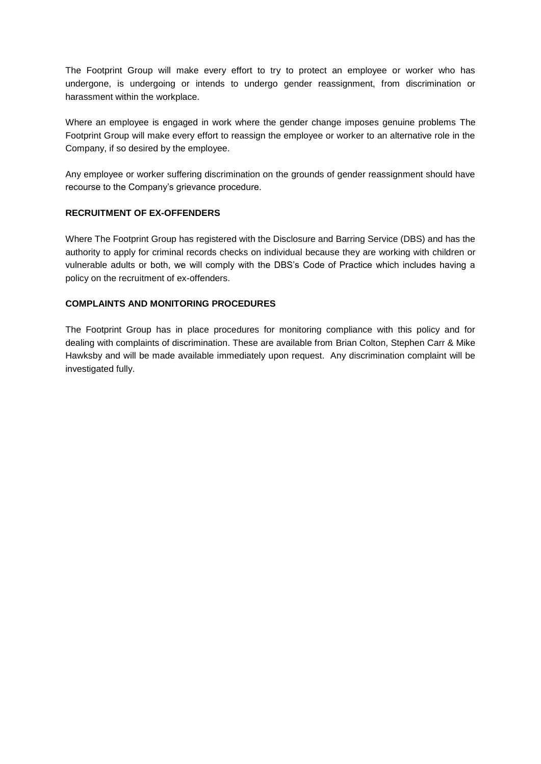The Footprint Group will make every effort to try to protect an employee or worker who has undergone, is undergoing or intends to undergo gender reassignment, from discrimination or harassment within the workplace.

Where an employee is engaged in work where the gender change imposes genuine problems The Footprint Group will make every effort to reassign the employee or worker to an alternative role in the Company, if so desired by the employee.

Any employee or worker suffering discrimination on the grounds of gender reassignment should have recourse to the Company's grievance procedure.

**RECRUITMENT OF EX-OFFENDERS**

Where The Footprint Group has registered with the Disclosure and Barring Service (DBS) and has the authority to apply for criminal records checks on individual because they are working with children or vulnerable adults or both, we will comply with the DBS's Code of Practice which includes having a policy on the recruitment of ex-offenders.

**COMPLAINTS AND MONITORING PROCEDURES**

The Footprint Group has in place procedures for monitoring compliance with this policy and for dealing with complaints of discrimination. These are available from Brian Colton, Stephen Carr & Mike Hawksby and will be made available immediately upon request. Any discrimination complaint will be investigated fully.